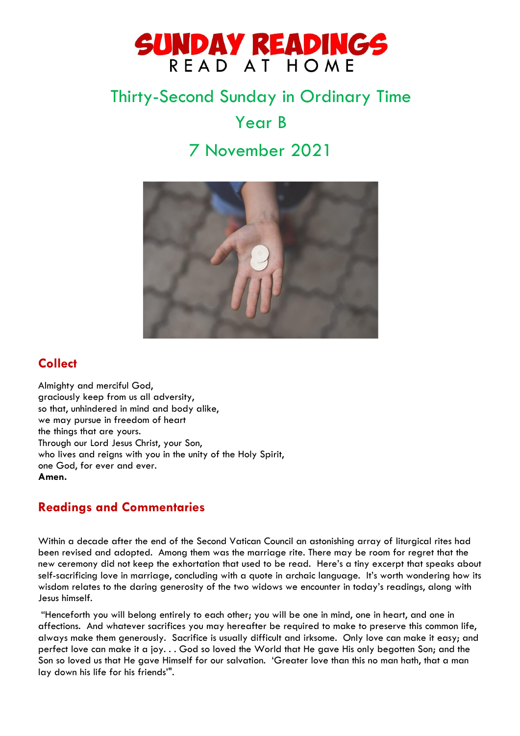# SUNDAY READINGS

READ AT HOME

## Thirty-Second Sunday in Ordinary Time

## Year B

## 7 November 2021

## Collect

Almighty and merciful God,
graciously keep from us all adversity,
so that, unhindered in mind and body alike,
we may pursue in freedom of heart
the things that are yours.
Through our Lord Jesus Christ, your Son,
who lives and reigns with you in the unity of the Holy Spirit,
one God, for ever and ever.
**Amen.**

## Readings and Commentaries

Within a decade after the end of the Second Vatican Council an astonishing array of liturgical rites had been revised and adopted. Among them was the marriage rite. There may be room for regret that the new ceremony did not keep the exhortation that used to be read. Here's a tiny excerpt that speaks about self-sacrificing love in marriage, concluding with a quote in archaic language. It's worth wondering how its wisdom relates to the daring generosity of the two widows we encounter in today's readings, along with Jesus himself.

"Henceforth you will belong entirely to each other; you will be one in mind, one in heart, and one in affections. And whatever sacrifices you may hereafter be required to make to preserve this common life, always make them generously. Sacrifice is usually difficult and irksome. Only love can make it easy; and perfect love can make it a joy. . . God so loved the World that He gave His only begotten Son; and the Son so loved us that He gave Himself for our salvation. 'Greater love than this no man hath, that a man lay down his life for his friends'".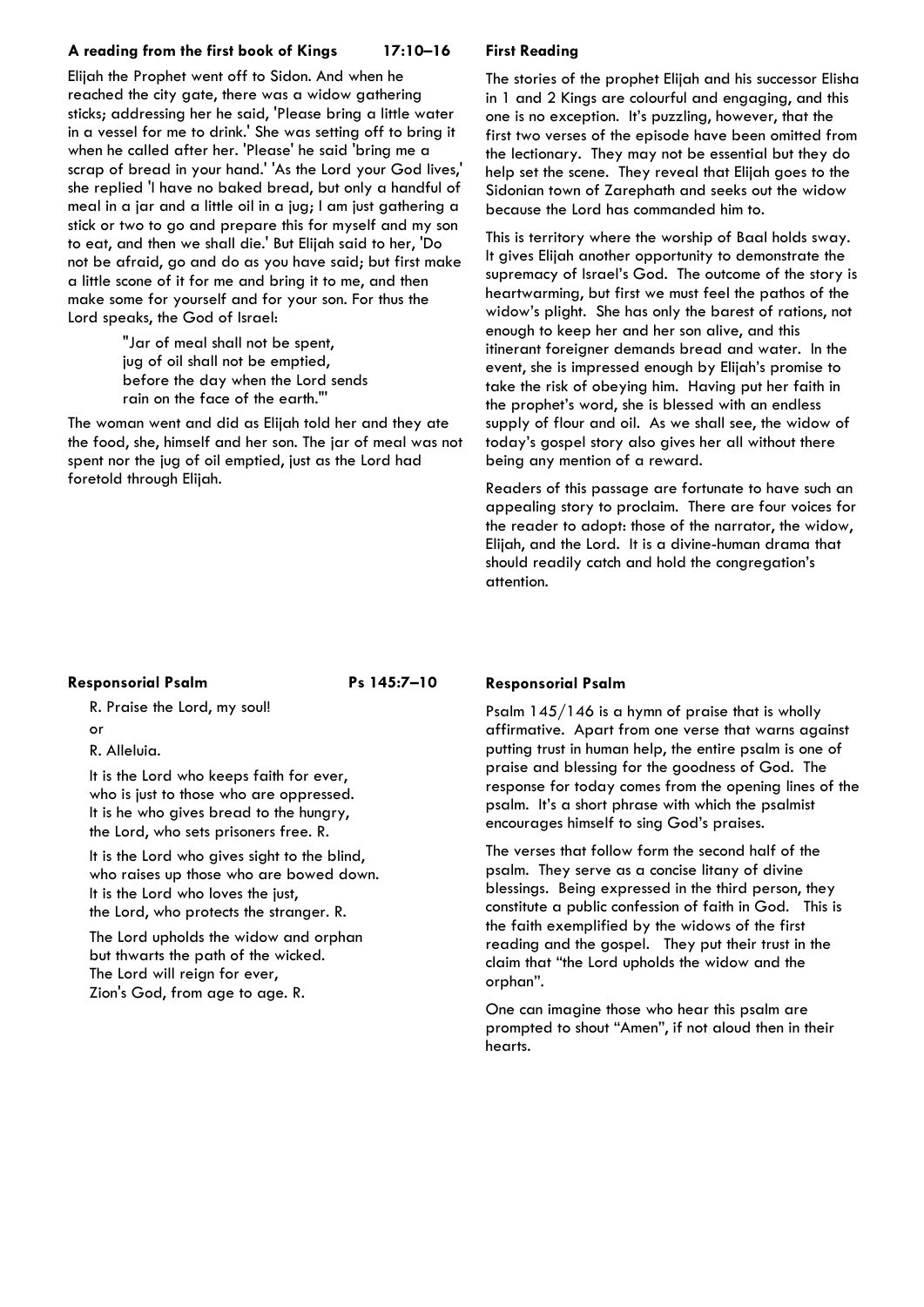### A reading from the first book of Kings 17:10–16

Elijah the Prophet went off to Sidon. And when he reached the city gate, there was a widow gathering sticks; addressing her he said, 'Please bring a little water in a vessel for me to drink.' She was setting off to bring it when he called after her. 'Please' he said 'bring me a scrap of bread in your hand.' 'As the Lord your God lives,' she replied 'I have no baked bread, but only a handful of meal in a jar and a little oil in a jug; I am just gathering a stick or two to go and prepare this for myself and my son to eat, and then we shall die.' But Elijah said to her, 'Do not be afraid, go and do as you have said; but first make a little scone of it for me and bring it to me, and then make some for yourself and for your son. For thus the Lord speaks, the God of Israel:

> "Jar of meal shall not be spent,
> jug of oil shall not be emptied,
> before the day when the Lord sends
> rain on the face of the earth."'

The woman went and did as Elijah told her and they ate the food, she, himself and her son. The jar of meal was not spent nor the jug of oil emptied, just as the Lord had foretold through Elijah.

### First Reading

The stories of the prophet Elijah and his successor Elisha in 1 and 2 Kings are colourful and engaging, and this one is no exception. It's puzzling, however, that the first two verses of the episode have been omitted from the lectionary. They may not be essential but they do help set the scene. They reveal that Elijah goes to the Sidonian town of Zarephath and seeks out the widow because the Lord has commanded him to.

This is territory where the worship of Baal holds sway. It gives Elijah another opportunity to demonstrate the supremacy of Israel's God. The outcome of the story is heartwarming, but first we must feel the pathos of the widow's plight. She has only the barest of rations, not enough to keep her and her son alive, and this itinerant foreigner demands bread and water. In the event, she is impressed enough by Elijah's promise to take the risk of obeying him. Having put her faith in the prophet's word, she is blessed with an endless supply of flour and oil. As we shall see, the widow of today's gospel story also gives her all without there being any mention of a reward.

Readers of this passage are fortunate to have such an appealing story to proclaim. There are four voices for the reader to adopt: those of the narrator, the widow, Elijah, and the Lord. It is a divine-human drama that should readily catch and hold the congregation's attention.

### Responsorial Psalm Ps 145:7–10

R. Praise the Lord, my soul!

or

R. Alleluia.

It is the Lord who keeps faith for ever,
who is just to those who are oppressed.
It is he who gives bread to the hungry,
the Lord, who sets prisoners free. R.

It is the Lord who gives sight to the blind,
who raises up those who are bowed down.
It is the Lord who loves the just,
the Lord, who protects the stranger. R.

The Lord upholds the widow and orphan
but thwarts the path of the wicked.
The Lord will reign for ever,
Zion's God, from age to age. R.

### Responsorial Psalm

Psalm 145/146 is a hymn of praise that is wholly affirmative. Apart from one verse that warns against putting trust in human help, the entire psalm is one of praise and blessing for the goodness of God. The response for today comes from the opening lines of the psalm. It's a short phrase with which the psalmist encourages himself to sing God's praises.

The verses that follow form the second half of the psalm. They serve as a concise litany of divine blessings. Being expressed in the third person, they constitute a public confession of faith in God. This is the faith exemplified by the widows of the first reading and the gospel. They put their trust in the claim that "the Lord upholds the widow and the orphan".

One can imagine those who hear this psalm are prompted to shout "Amen", if not aloud then in their hearts.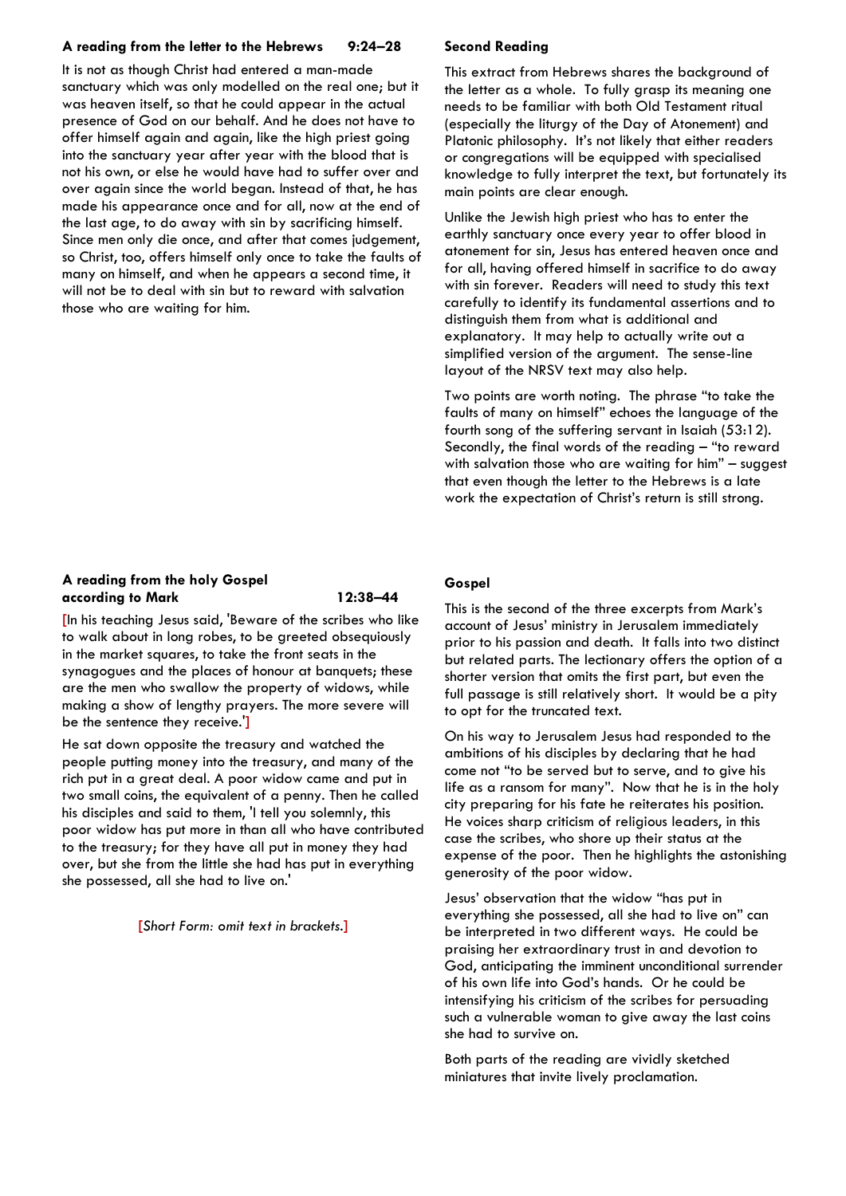**A reading from the letter to the Hebrews 9:24–28**

It is not as though Christ had entered a man-made sanctuary which was only modelled on the real one; but it was heaven itself, so that he could appear in the actual presence of God on our behalf. And he does not have to offer himself again and again, like the high priest going into the sanctuary year after year with the blood that is not his own, or else he would have had to suffer over and over again since the world began. Instead of that, he has made his appearance once and for all, now at the end of the last age, to do away with sin by sacrificing himself. Since men only die once, and after that comes judgement, so Christ, too, offers himself only once to take the faults of many on himself, and when he appears a second time, it will not be to deal with sin but to reward with salvation those who are waiting for him.

**Second Reading**

This extract from Hebrews shares the background of the letter as a whole. To fully grasp its meaning one needs to be familiar with both Old Testament ritual (especially the liturgy of the Day of Atonement) and Platonic philosophy. It's not likely that either readers or congregations will be equipped with specialised knowledge to fully interpret the text, but fortunately its main points are clear enough.

Unlike the Jewish high priest who has to enter the earthly sanctuary once every year to offer blood in atonement for sin, Jesus has entered heaven once and for all, having offered himself in sacrifice to do away with sin forever. Readers will need to study this text carefully to identify its fundamental assertions and to distinguish them from what is additional and explanatory. It may help to actually write out a simplified version of the argument. The sense-line layout of the NRSV text may also help.

Two points are worth noting. The phrase "to take the faults of many on himself" echoes the language of the fourth song of the suffering servant in Isaiah (53:12). Secondly, the final words of the reading – "to reward with salvation those who are waiting for him" – suggest that even though the letter to the Hebrews is a late work the expectation of Christ's return is still strong.

**A reading from the holy Gospel according to Mark 12:38–44**

[In his teaching Jesus said, 'Beware of the scribes who like to walk about in long robes, to be greeted obsequiously in the market squares, to take the front seats in the synagogues and the places of honour at banquets; these are the men who swallow the property of widows, while making a show of lengthy prayers. The more severe will be the sentence they receive.']

He sat down opposite the treasury and watched the people putting money into the treasury, and many of the rich put in a great deal. A poor widow came and put in two small coins, the equivalent of a penny. Then he called his disciples and said to them, 'I tell you solemnly, this poor widow has put more in than all who have contributed to the treasury; for they have all put in money they had over, but she from the little she had has put in everything she possessed, all she had to live on.'

[*Short Form: omit text in brackets.*]

**Gospel**

This is the second of the three excerpts from Mark's account of Jesus' ministry in Jerusalem immediately prior to his passion and death. It falls into two distinct but related parts. The lectionary offers the option of a shorter version that omits the first part, but even the full passage is still relatively short. It would be a pity to opt for the truncated text.

On his way to Jerusalem Jesus had responded to the ambitions of his disciples by declaring that he had come not "to be served but to serve, and to give his life as a ransom for many". Now that he is in the holy city preparing for his fate he reiterates his position. He voices sharp criticism of religious leaders, in this case the scribes, who shore up their status at the expense of the poor. Then he highlights the astonishing generosity of the poor widow.

Jesus' observation that the widow "has put in everything she possessed, all she had to live on" can be interpreted in two different ways. He could be praising her extraordinary trust in and devotion to God, anticipating the imminent unconditional surrender of his own life into God's hands. Or he could be intensifying his criticism of the scribes for persuading such a vulnerable woman to give away the last coins she had to survive on.

Both parts of the reading are vividly sketched miniatures that invite lively proclamation.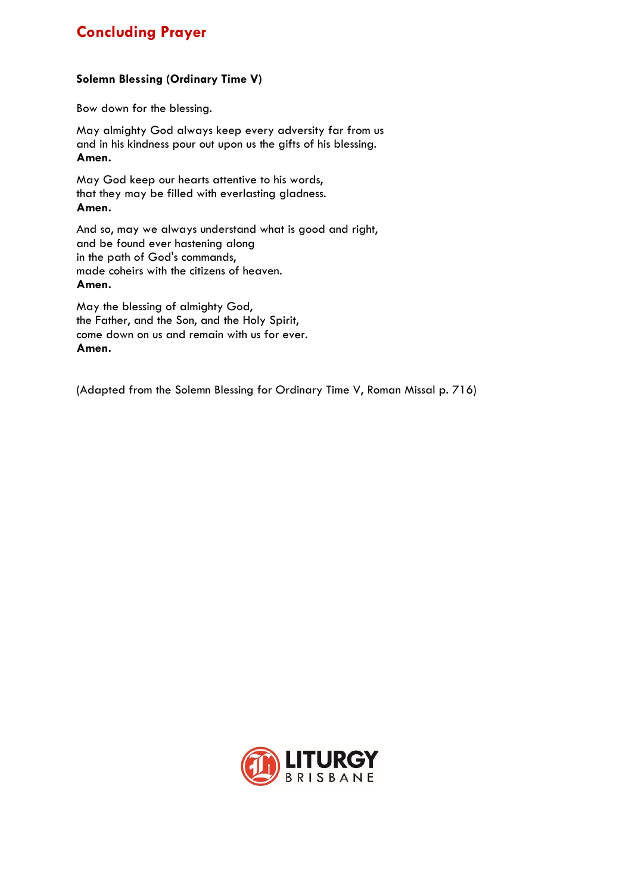# Concluding Prayer

**Solemn Blessing (Ordinary Time V)**

Bow down for the blessing.

May almighty God always keep every adversity far from us
and in his kindness pour out upon us the gifts of his blessing.
**Amen.**

May God keep our hearts attentive to his words,
that they may be filled with everlasting gladness.
**Amen.**

And so, may we always understand what is good and right,
and be found ever hastening along
in the path of God's commands,
made coheirs with the citizens of heaven.
**Amen.**

May the blessing of almighty God,
the Father, and the Son, and the Holy Spirit,
come down on us and remain with us for ever.
**Amen.**

(Adapted from the Solemn Blessing for Ordinary Time V, Roman Missal p. 716)

LITURGY BRISBANE